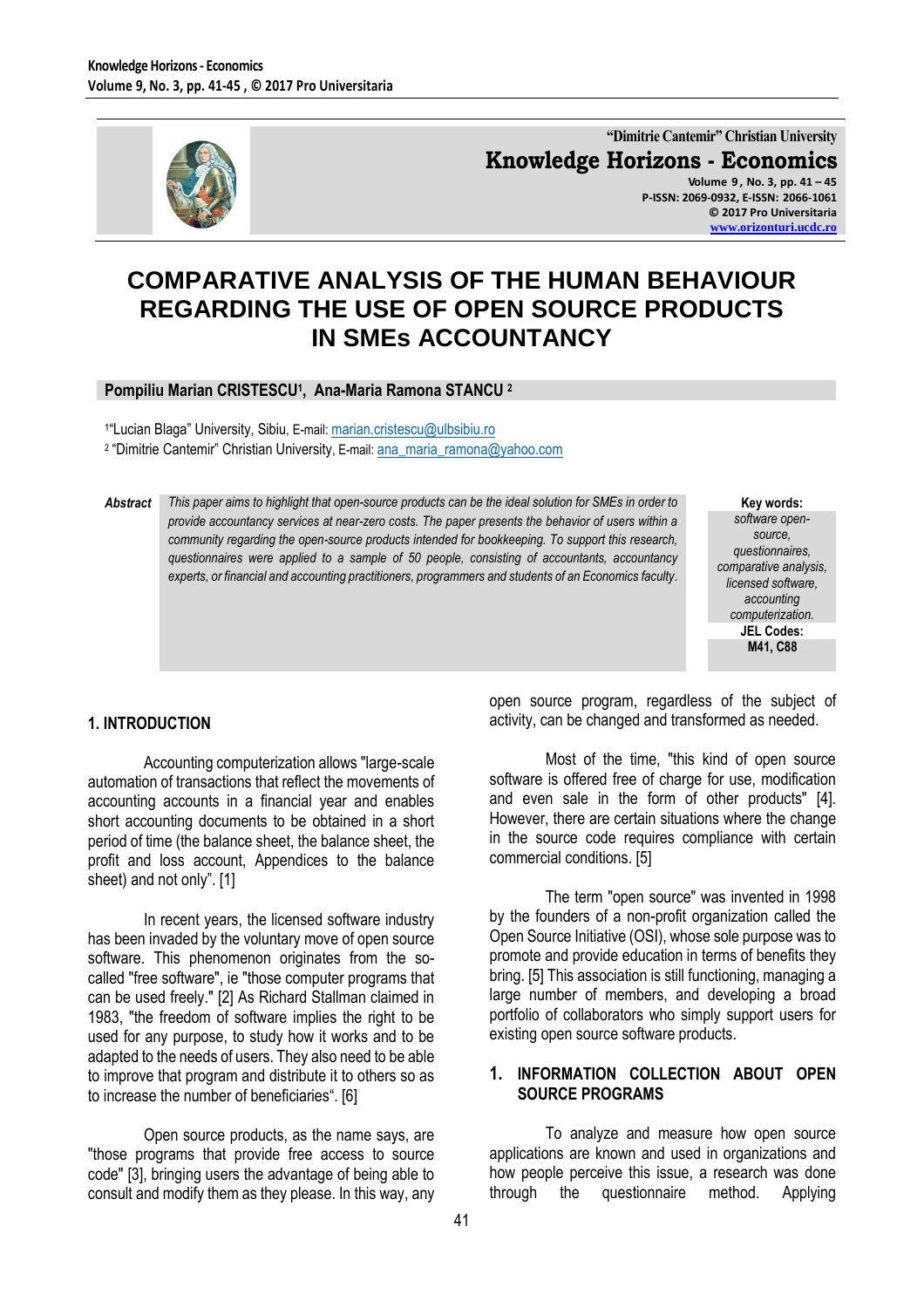"Dimitrie Cantemir" Christian University

**Knowledge Horizons - Economics**

Volume 9, No. 3, pp. 41 – 45
P-ISSN: 2069-0932, E-ISSN: 2066-1061
© 2017 Pro Universitaria
www.orizonturi.ucdc.ro

# COMPARATIVE ANALYSIS OF THE HUMAN BEHAVIOUR REGARDING THE USE OF OPEN SOURCE PRODUCTS IN SMEs ACCOUNTANCY

**Pompiliu Marian CRISTESCU[1], Ana-Maria Ramona STANCU [2]**

[1] "Lucian Blaga" University, Sibiu, E-mail: marian.cristescu@ulbsibiu.ro
[2] "Dimitrie Cantemir" Christian University, E-mail: ana_maria_ramona@yahoo.com

**Abstract** *This paper aims to highlight that open-source products can be the ideal solution for SMEs in order to provide accountancy services at near-zero costs. The paper presents the behavior of users within a community regarding the open-source products intended for bookkeeping. To support this research, questionnaires were applied to a sample of 50 people, consisting of accountants, accountancy experts, or financial and accounting practitioners, programmers and students of an Economics faculty.*

**Key words:** *software open-source, questionnaires, comparative analysis, licensed software, accounting computerization.*

**JEL Codes:** **M41, C88**

## 1. INTRODUCTION

Accounting computerization allows "large-scale automation of transactions that reflect the movements of accounting accounts in a financial year and enables short accounting documents to be obtained in a short period of time (the balance sheet, the balance sheet, the profit and loss account, Appendices to the balance sheet) and not only". [1]

In recent years, the licensed software industry has been invaded by the voluntary move of open source software. This phenomenon originates from the so-called "free software", ie "those computer programs that can be used freely." [2] As Richard Stallman claimed in 1983, "the freedom of software implies the right to be used for any purpose, to study how it works and to be adapted to the needs of users. They also need to be able to improve that program and distribute it to others so as to increase the number of beneficiaries". [6]

Open source products, as the name says, are "those programs that provide free access to source code" [3], bringing users the advantage of being able to consult and modify them as they please. In this way, any open source program, regardless of the subject of activity, can be changed and transformed as needed.

Most of the time, "this kind of open source software is offered free of charge for use, modification and even sale in the form of other products" [4]. However, there are certain situations where the change in the source code requires compliance with certain commercial conditions. [5]

The term "open source" was invented in 1998 by the founders of a non-profit organization called the Open Source Initiative (OSI), whose sole purpose was to promote and provide education in terms of benefits they bring. [5] This association is still functioning, managing a large number of members, and developing a broad portfolio of collaborators who simply support users for existing open source software products.

## 1. INFORMATION COLLECTION ABOUT OPEN SOURCE PROGRAMS

To analyze and measure how open source applications are known and used in organizations and how people perceive this issue, a research was done through the questionnaire method. Applying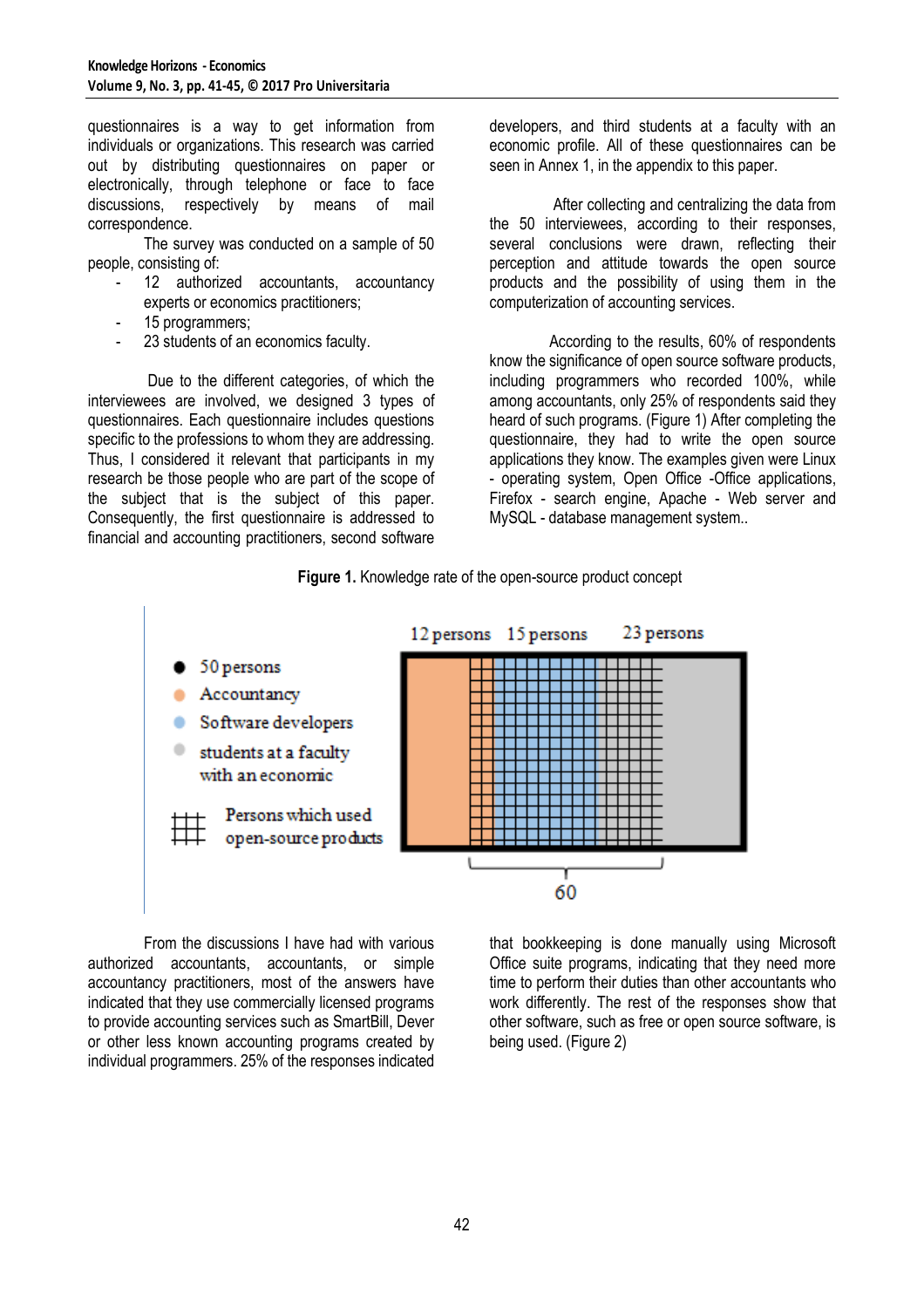questionnaires is a way to get information from individuals or organizations. This research was carried out by distributing questionnaires on paper or electronically, through telephone or face to face discussions, respectively by means of mail correspondence.

The survey was conducted on a sample of 50 people, consisting of:

- 12 authorized accountants, accountancy experts or economics practitioners;
- 15 programmers;
- 23 students of an economics faculty.

Due to the different categories, of which the interviewees are involved, we designed 3 types of questionnaires. Each questionnaire includes questions specific to the professions to whom they are addressing. Thus, I considered it relevant that participants in my research be those people who are part of the scope of the subject that is the subject of this paper. Consequently, the first questionnaire is addressed to financial and accounting practitioners, second software developers, and third students at a faculty with an economic profile. All of these questionnaires can be seen in Annex 1, in the appendix to this paper.

After collecting and centralizing the data from the 50 interviewees, according to their responses, several conclusions were drawn, reflecting their perception and attitude towards the open source products and the possibility of using them in the computerization of accounting services.

According to the results, 60% of respondents know the significance of open source software products, including programmers who recorded 100%, while among accountants, only 25% of respondents said they heard of such programs. (Figure 1) After completing the questionnaire, they had to write the open source applications they know. The examples given were Linux - operating system, Open Office -Office applications, Firefox - search engine, Apache - Web server and MySQL - database management system..

**Figure 1.** Knowledge rate of the open-source product concept

From the discussions I have had with various authorized accountants, accountants, or simple accountancy practitioners, most of the answers have indicated that they use commercially licensed programs to provide accounting services such as SmartBill, Dever or other less known accounting programs created by individual programmers. 25% of the responses indicated that bookkeeping is done manually using Microsoft Office suite programs, indicating that they need more time to perform their duties than other accountants who work differently. The rest of the responses show that other software, such as free or open source software, is being used. (Figure 2)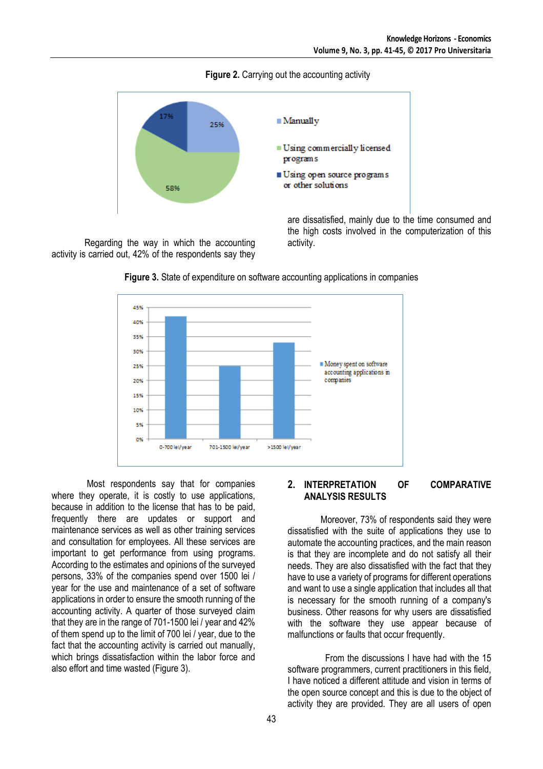**Figure 2.** Carrying out the accounting activity

Regarding the way in which the accounting activity is carried out, 42% of the respondents say they are dissatisfied, mainly due to the time consumed and the high costs involved in the computerization of this activity.

**Figure 3.** State of expenditure on software accounting applications in companies

Most respondents say that for companies where they operate, it is costly to use applications, because in addition to the license that has to be paid, frequently there are updates or support and maintenance services as well as other training services and consultation for employees. All these services are important to get performance from using programs. According to the estimates and opinions of the surveyed persons, 33% of the companies spend over 1500 lei / year for the use and maintenance of a set of software applications in order to ensure the smooth running of the accounting activity. A quarter of those surveyed claim that they are in the range of 701-1500 lei / year and 42% of them spend up to the limit of 700 lei / year, due to the fact that the accounting activity is carried out manually, which brings dissatisfaction within the labor force and also effort and time wasted (Figure 3).

## 2. INTERPRETATION OF COMPARATIVE ANALYSIS RESULTS

Moreover, 73% of respondents said they were dissatisfied with the suite of applications they use to automate the accounting practices, and the main reason is that they are incomplete and do not satisfy all their needs. They are also dissatisfied with the fact that they have to use a variety of programs for different operations and want to use a single application that includes all that is necessary for the smooth running of a company's business. Other reasons for why users are dissatisfied with the software they use appear because of malfunctions or faults that occur frequently.

From the discussions I have had with the 15 software programmers, current practitioners in this field, I have noticed a different attitude and vision in terms of the open source concept and this is due to the object of activity they are provided. They are all users of open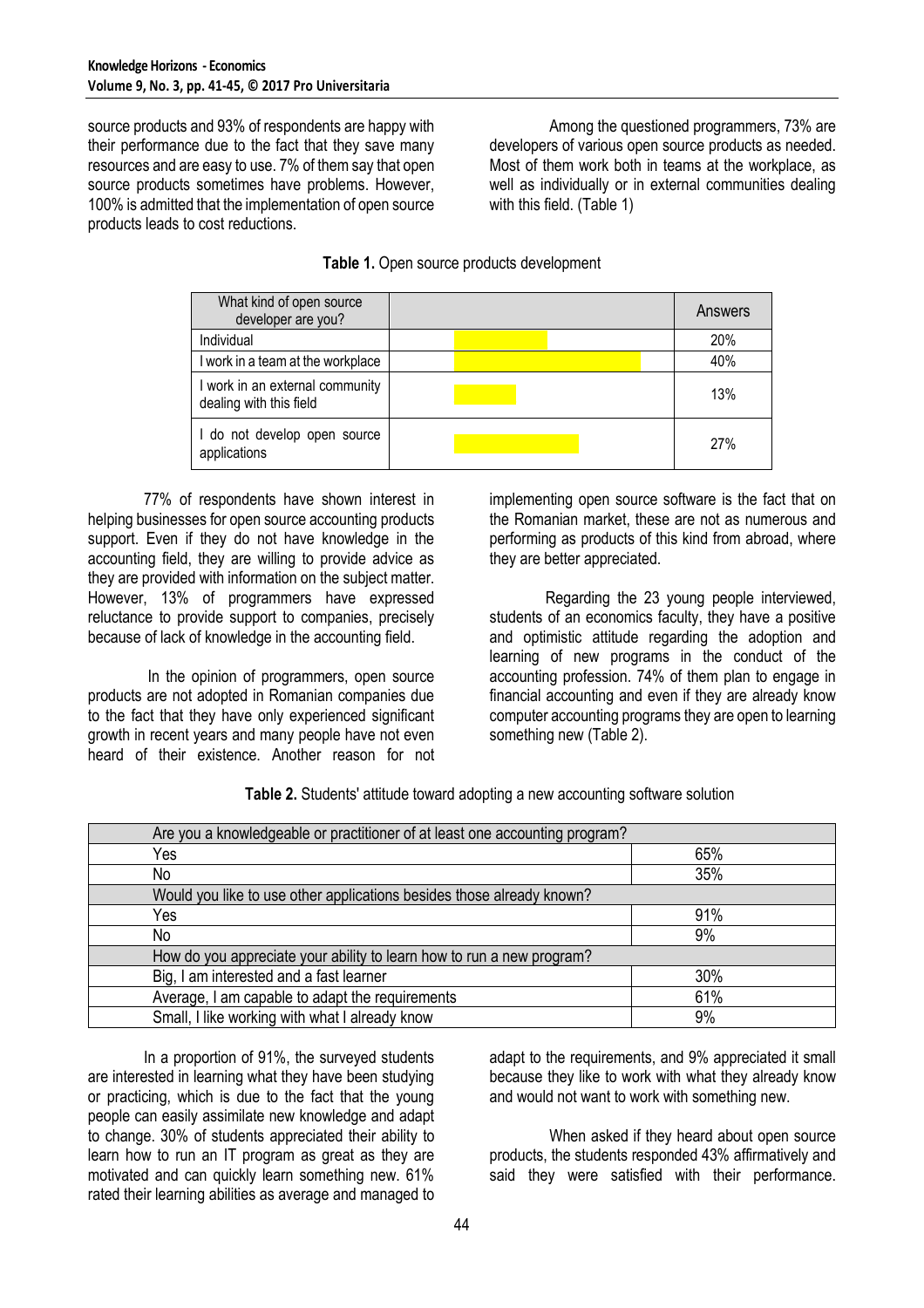source products and 93% of respondents are happy with their performance due to the fact that they save many resources and are easy to use. 7% of them say that open source products sometimes have problems. However, 100% is admitted that the implementation of open source products leads to cost reductions.

Among the questioned programmers, 73% are developers of various open source products as needed. Most of them work both in teams at the workplace, as well as individually or in external communities dealing with this field. (Table 1)

**Table 1.** Open source products development

| What kind of open source developer are you? | | Answers |
|---|---|---|
| Individual | | 20% |
| I work in a team at the workplace | | 40% |
| I work in an external community dealing with this field | | 13% |
| I do not develop open source applications | | 27% |

77% of respondents have shown interest in helping businesses for open source accounting products support. Even if they do not have knowledge in the accounting field, they are willing to provide advice as they are provided with information on the subject matter. However, 13% of programmers have expressed reluctance to provide support to companies, precisely because of lack of knowledge in the accounting field.

In the opinion of programmers, open source products are not adopted in Romanian companies due to the fact that they have only experienced significant growth in recent years and many people have not even heard of their existence. Another reason for not implementing open source software is the fact that on the Romanian market, these are not as numerous and performing as products of this kind from abroad, where they are better appreciated.

Regarding the 23 young people interviewed, students of an economics faculty, they have a positive and optimistic attitude regarding the adoption and learning of new programs in the conduct of the accounting profession. 74% of them plan to engage in financial accounting and even if they are already know computer accounting programs they are open to learning something new (Table 2).

**Table 2.** Students' attitude toward adopting a new accounting software solution

| Are you a knowledgeable or practitioner of at least one accounting program? | |
|---|---|
| Yes | 65% |
| No | 35% |
| **Would you like to use other applications besides those already known?** | |
| Yes | 91% |
| No | 9% |
| **How do you appreciate your ability to learn how to run a new program?** | |
| Big, I am interested and a fast learner | 30% |
| Average, I am capable to adapt the requirements | 61% |
| Small, I like working with what I already know | 9% |

In a proportion of 91%, the surveyed students are interested in learning what they have been studying or practicing, which is due to the fact that the young people can easily assimilate new knowledge and adapt to change. 30% of students appreciated their ability to learn how to run an IT program as great as they are motivated and can quickly learn something new. 61% rated their learning abilities as average and managed to adapt to the requirements, and 9% appreciated it small because they like to work with what they already know and would not want to work with something new.

When asked if they heard about open source products, the students responded 43% affirmatively and said they were satisfied with their performance.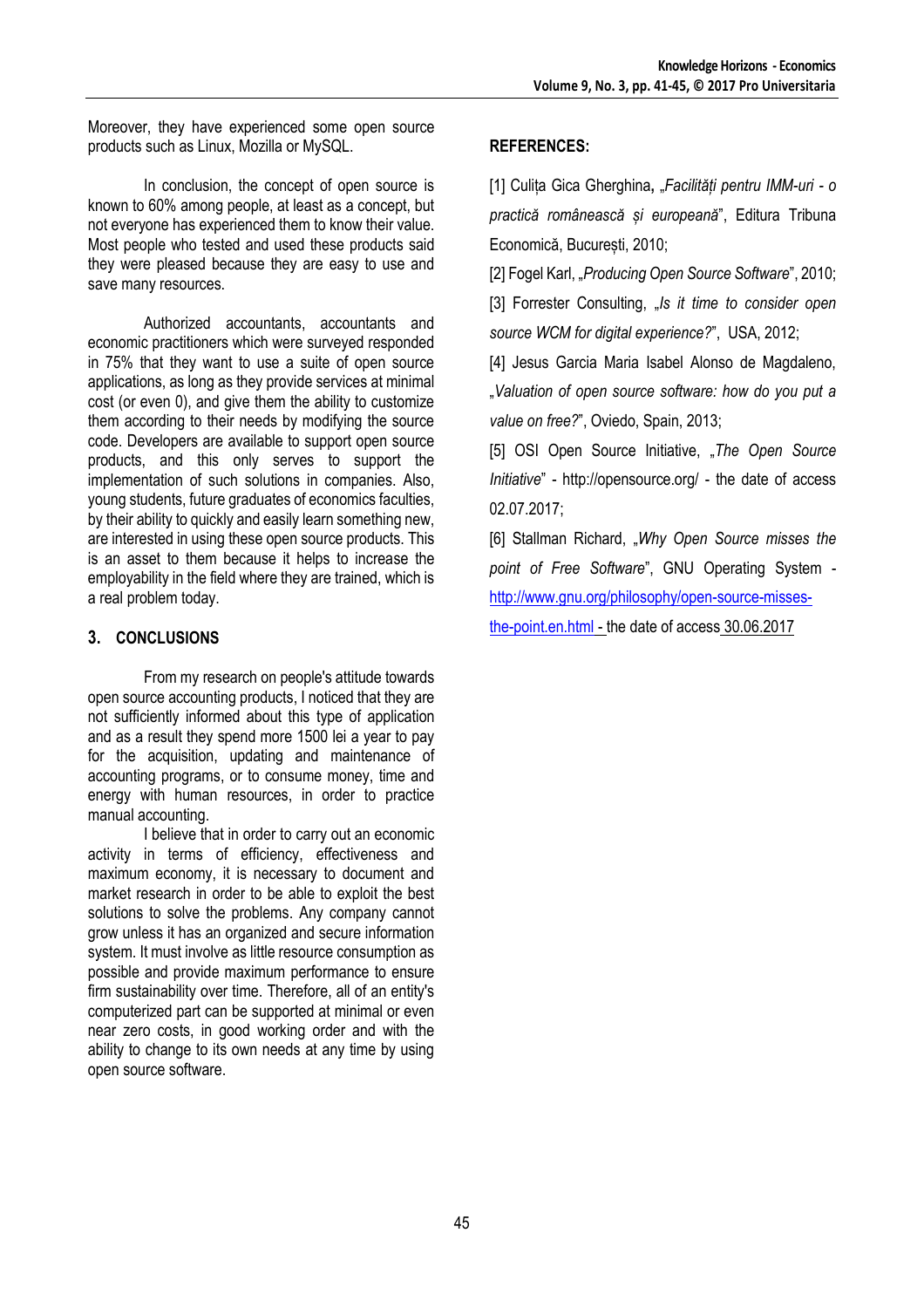Moreover, they have experienced some open source products such as Linux, Mozilla or MySQL.

In conclusion, the concept of open source is known to 60% among people, at least as a concept, but not everyone has experienced them to know their value. Most people who tested and used these products said they were pleased because they are easy to use and save many resources.

Authorized accountants, accountants and economic practitioners which were surveyed responded in 75% that they want to use a suite of open source applications, as long as they provide services at minimal cost (or even 0), and give them the ability to customize them according to their needs by modifying the source code. Developers are available to support open source products, and this only serves to support the implementation of such solutions in companies. Also, young students, future graduates of economics faculties, by their ability to quickly and easily learn something new, are interested in using these open source products. This is an asset to them because it helps to increase the employability in the field where they are trained, which is a real problem today.

## 3. CONCLUSIONS

From my research on people's attitude towards open source accounting products, I noticed that they are not sufficiently informed about this type of application and as a result they spend more 1500 lei a year to pay for the acquisition, updating and maintenance of accounting programs, or to consume money, time and energy with human resources, in order to practice manual accounting.

I believe that in order to carry out an economic activity in terms of efficiency, effectiveness and maximum economy, it is necessary to document and market research in order to be able to exploit the best solutions to solve the problems. Any company cannot grow unless it has an organized and secure information system. It must involve as little resource consumption as possible and provide maximum performance to ensure firm sustainability over time. Therefore, all of an entity's computerized part can be supported at minimal or even near zero costs, in good working order and with the ability to change to its own needs at any time by using open source software.

## REFERENCES:

[1] Culița Gica Gherghina, „*Facilități pentru IMM-uri - o practică românească și europeană*", Editura Tribuna Economică, București, 2010;

[2] Fogel Karl, „*Producing Open Source Software*", 2010;

[3] Forrester Consulting, „*Is it time to consider open source WCM for digital experience?*", USA, 2012;

[4] Jesus Garcia Maria Isabel Alonso de Magdaleno, „*Valuation of open source software: how do you put a value on free?*", Oviedo, Spain, 2013;

[5] OSI Open Source Initiative, „*The Open Source Initiative*" - http://opensource.org/ - the date of access 02.07.2017;

[6] Stallman Richard, „*Why Open Source misses the point of Free Software*", GNU Operating System - http://www.gnu.org/philosophy/open-source-misses-the-point.en.html - the date of access 30.06.2017